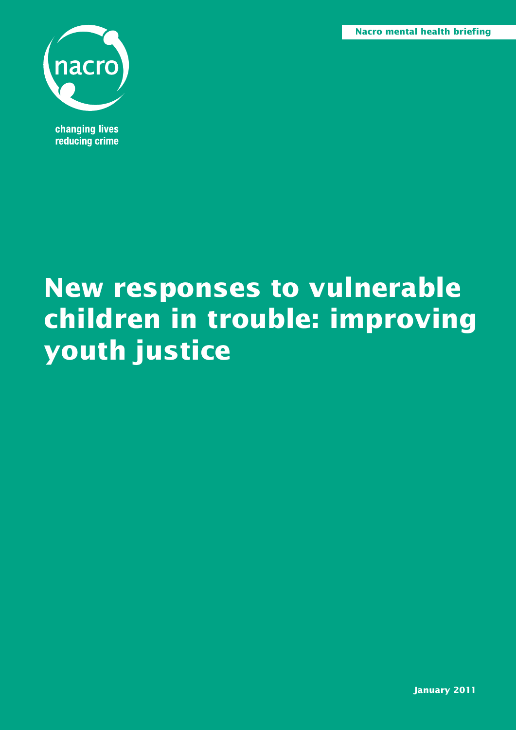Nacro mental health briefing

nacro

changing lives
reducing crime

# New responses to vulnerable children in trouble: improving youth justice

January 2011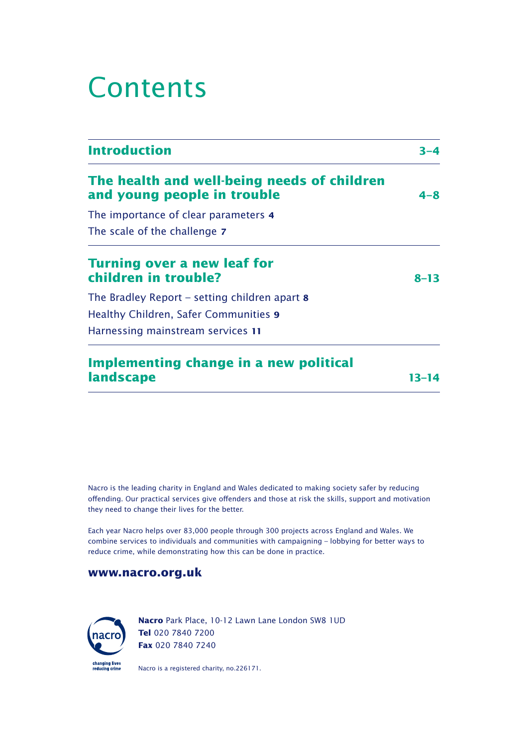# Contents

| | |
|---|---|
| **Introduction** | **3–4** |
| **The health and well-being needs of children and young people in trouble** | **4–8** |
| The importance of clear parameters **4** | |
| The scale of the challenge **7** | |
| **Turning over a new leaf for children in trouble?** | **8–13** |
| The Bradley Report – setting children apart **8** | |
| Healthy Children, Safer Communities **9** | |
| Harnessing mainstream services **11** | |
| **Implementing change in a new political landscape** | **13–14** |

Nacro is the leading charity in England and Wales dedicated to making society safer by reducing offending. Our practical services give offenders and those at risk the skills, support and motivation they need to change their lives for the better.

Each year Nacro helps over 83,000 people through 300 projects across England and Wales. We combine services to individuals and communities with campaigning – lobbying for better ways to reduce crime, while demonstrating how this can be done in practice.

**www.nacro.org.uk**

nacro
changing lives
reducing crime

**Nacro** Park Place, 10-12 Lawn Lane London SW8 1UD
**Tel** 020 7840 7200
**Fax** 020 7840 7240

Nacro is a registered charity, no.226171.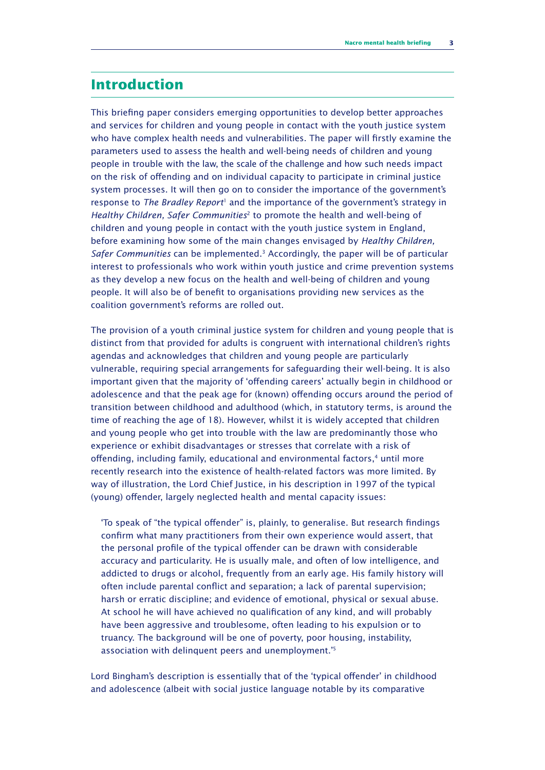## Introduction

This briefing paper considers emerging opportunities to develop better approaches and services for children and young people in contact with the youth justice system who have complex health needs and vulnerabilities. The paper will firstly examine the parameters used to assess the health and well-being needs of children and young people in trouble with the law, the scale of the challenge and how such needs impact on the risk of offending and on individual capacity to participate in criminal justice system processes. It will then go on to consider the importance of the government's response to *The Bradley Report*[1] and the importance of the government's strategy in *Healthy Children, Safer Communities*[2] to promote the health and well-being of children and young people in contact with the youth justice system in England, before examining how some of the main changes envisaged by *Healthy Children, Safer Communities* can be implemented.[3] Accordingly, the paper will be of particular interest to professionals who work within youth justice and crime prevention systems as they develop a new focus on the health and well-being of children and young people. It will also be of benefit to organisations providing new services as the coalition government's reforms are rolled out.

The provision of a youth criminal justice system for children and young people that is distinct from that provided for adults is congruent with international children's rights agendas and acknowledges that children and young people are particularly vulnerable, requiring special arrangements for safeguarding their well-being. It is also important given that the majority of 'offending careers' actually begin in childhood or adolescence and that the peak age for (known) offending occurs around the period of transition between childhood and adulthood (which, in statutory terms, is around the time of reaching the age of 18). However, whilst it is widely accepted that children and young people who get into trouble with the law are predominantly those who experience or exhibit disadvantages or stresses that correlate with a risk of offending, including family, educational and environmental factors,[4] until more recently research into the existence of health-related factors was more limited. By way of illustration, the Lord Chief Justice, in his description in 1997 of the typical (young) offender, largely neglected health and mental capacity issues:

> 'To speak of "the typical offender" is, plainly, to generalise. But research findings confirm what many practitioners from their own experience would assert, that the personal profile of the typical offender can be drawn with considerable accuracy and particularity. He is usually male, and often of low intelligence, and addicted to drugs or alcohol, frequently from an early age. His family history will often include parental conflict and separation; a lack of parental supervision; harsh or erratic discipline; and evidence of emotional, physical or sexual abuse. At school he will have achieved no qualification of any kind, and will probably have been aggressive and troublesome, often leading to his expulsion or to truancy. The background will be one of poverty, poor housing, instability, association with delinquent peers and unemployment.'[5]

Lord Bingham's description is essentially that of the 'typical offender' in childhood and adolescence (albeit with social justice language notable by its comparative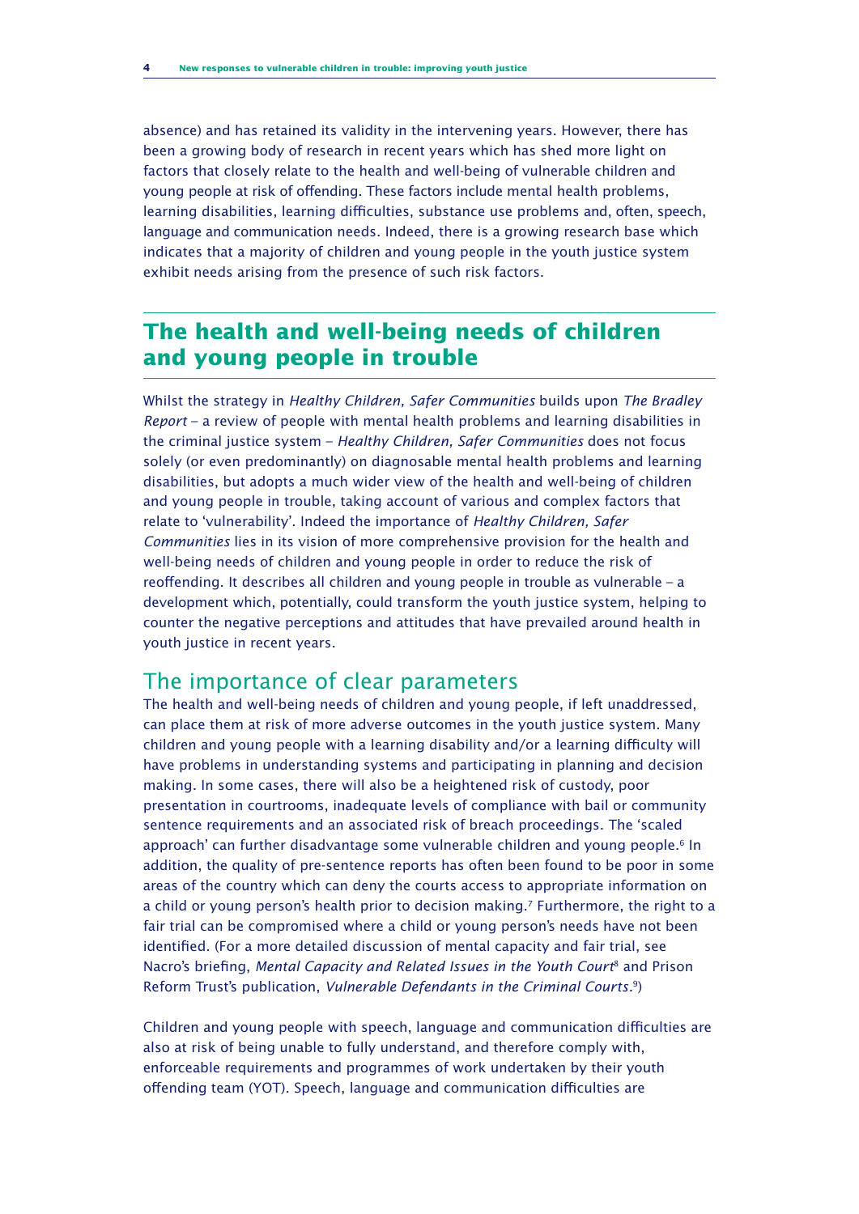absence) and has retained its validity in the intervening years. However, there has been a growing body of research in recent years which has shed more light on factors that closely relate to the health and well-being of vulnerable children and young people at risk of offending. These factors include mental health problems, learning disabilities, learning difficulties, substance use problems and, often, speech, language and communication needs. Indeed, there is a growing research base which indicates that a majority of children and young people in the youth justice system exhibit needs arising from the presence of such risk factors.

## The health and well-being needs of children and young people in trouble

Whilst the strategy in *Healthy Children, Safer Communities* builds upon *The Bradley Report* – a review of people with mental health problems and learning disabilities in the criminal justice system – *Healthy Children, Safer Communities* does not focus solely (or even predominantly) on diagnosable mental health problems and learning disabilities, but adopts a much wider view of the health and well-being of children and young people in trouble, taking account of various and complex factors that relate to 'vulnerability'. Indeed the importance of *Healthy Children, Safer Communities* lies in its vision of more comprehensive provision for the health and well-being needs of children and young people in order to reduce the risk of reoffending. It describes all children and young people in trouble as vulnerable – a development which, potentially, could transform the youth justice system, helping to counter the negative perceptions and attitudes that have prevailed around health in youth justice in recent years.

### The importance of clear parameters

The health and well-being needs of children and young people, if left unaddressed, can place them at risk of more adverse outcomes in the youth justice system. Many children and young people with a learning disability and/or a learning difficulty will have problems in understanding systems and participating in planning and decision making. In some cases, there will also be a heightened risk of custody, poor presentation in courtrooms, inadequate levels of compliance with bail or community sentence requirements and an associated risk of breach proceedings. The 'scaled approach' can further disadvantage some vulnerable children and young people.[6] In addition, the quality of pre-sentence reports has often been found to be poor in some areas of the country which can deny the courts access to appropriate information on a child or young person's health prior to decision making.[7] Furthermore, the right to a fair trial can be compromised where a child or young person's needs have not been identified. (For a more detailed discussion of mental capacity and fair trial, see Nacro's briefing, *Mental Capacity and Related Issues in the Youth Court*[8] and Prison Reform Trust's publication, *Vulnerable Defendants in the Criminal Courts*.[9])

Children and young people with speech, language and communication difficulties are also at risk of being unable to fully understand, and therefore comply with, enforceable requirements and programmes of work undertaken by their youth offending team (YOT). Speech, language and communication difficulties are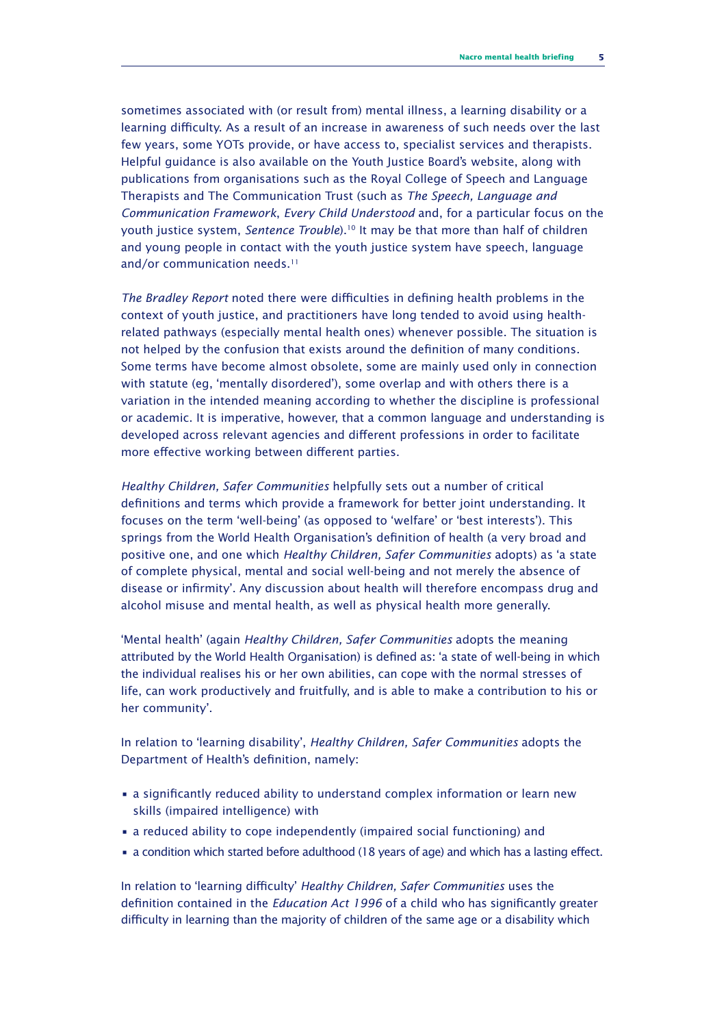sometimes associated with (or result from) mental illness, a learning disability or a learning difficulty. As a result of an increase in awareness of such needs over the last few years, some YOTs provide, or have access to, specialist services and therapists. Helpful guidance is also available on the Youth Justice Board's website, along with publications from organisations such as the Royal College of Speech and Language Therapists and The Communication Trust (such as *The Speech, Language and Communication Framework*, *Every Child Understood* and, for a particular focus on the youth justice system, *Sentence Trouble*).[10] It may be that more than half of children and young people in contact with the youth justice system have speech, language and/or communication needs.[11]

*The Bradley Report* noted there were difficulties in defining health problems in the context of youth justice, and practitioners have long tended to avoid using health-related pathways (especially mental health ones) whenever possible. The situation is not helped by the confusion that exists around the definition of many conditions. Some terms have become almost obsolete, some are mainly used only in connection with statute (eg, 'mentally disordered'), some overlap and with others there is a variation in the intended meaning according to whether the discipline is professional or academic. It is imperative, however, that a common language and understanding is developed across relevant agencies and different professions in order to facilitate more effective working between different parties.

*Healthy Children, Safer Communities* helpfully sets out a number of critical definitions and terms which provide a framework for better joint understanding. It focuses on the term 'well-being' (as opposed to 'welfare' or 'best interests'). This springs from the World Health Organisation's definition of health (a very broad and positive one, and one which *Healthy Children, Safer Communities* adopts) as 'a state of complete physical, mental and social well-being and not merely the absence of disease or infirmity'. Any discussion about health will therefore encompass drug and alcohol misuse and mental health, as well as physical health more generally.

'Mental health' (again *Healthy Children, Safer Communities* adopts the meaning attributed by the World Health Organisation) is defined as: 'a state of well-being in which the individual realises his or her own abilities, can cope with the normal stresses of life, can work productively and fruitfully, and is able to make a contribution to his or her community'.

In relation to 'learning disability', *Healthy Children, Safer Communities* adopts the Department of Health's definition, namely:

- a significantly reduced ability to understand complex information or learn new skills (impaired intelligence) with
- a reduced ability to cope independently (impaired social functioning) and
- a condition which started before adulthood (18 years of age) and which has a lasting effect.

In relation to 'learning difficulty' *Healthy Children, Safer Communities* uses the definition contained in the *Education Act 1996* of a child who has significantly greater difficulty in learning than the majority of children of the same age or a disability which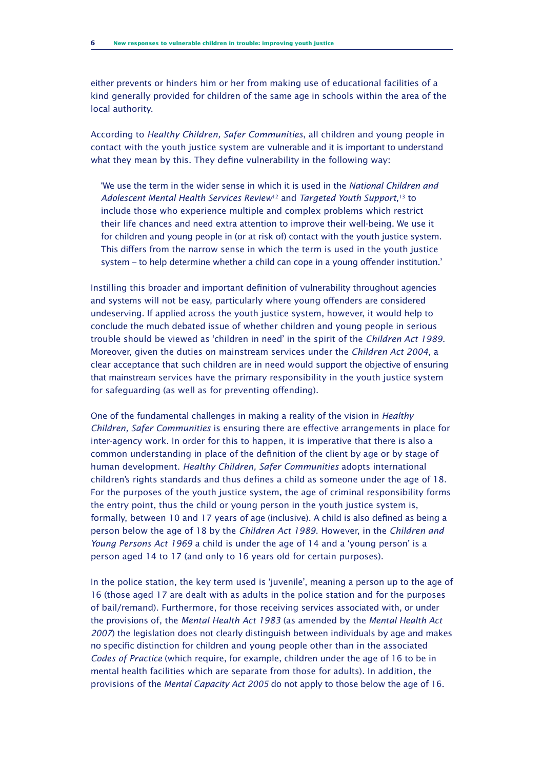either prevents or hinders him or her from making use of educational facilities of a kind generally provided for children of the same age in schools within the area of the local authority.

According to *Healthy Children, Safer Communities*, all children and young people in contact with the youth justice system are vulnerable and it is important to understand what they mean by this. They define vulnerability in the following way:

> 'We use the term in the wider sense in which it is used in the *National Children and Adolescent Mental Health Services Review*[12] and *Targeted Youth Support*,[13] to include those who experience multiple and complex problems which restrict their life chances and need extra attention to improve their well-being. We use it for children and young people in (or at risk of) contact with the youth justice system. This differs from the narrow sense in which the term is used in the youth justice system – to help determine whether a child can cope in a young offender institution.'

Instilling this broader and important definition of vulnerability throughout agencies and systems will not be easy, particularly where young offenders are considered undeserving. If applied across the youth justice system, however, it would help to conclude the much debated issue of whether children and young people in serious trouble should be viewed as 'children in need' in the spirit of the *Children Act 1989*. Moreover, given the duties on mainstream services under the *Children Act 2004*, a clear acceptance that such children are in need would support the objective of ensuring that mainstream services have the primary responsibility in the youth justice system for safeguarding (as well as for preventing offending).

One of the fundamental challenges in making a reality of the vision in *Healthy Children, Safer Communities* is ensuring there are effective arrangements in place for inter-agency work. In order for this to happen, it is imperative that there is also a common understanding in place of the definition of the client by age or by stage of human development. *Healthy Children, Safer Communities* adopts international children's rights standards and thus defines a child as someone under the age of 18. For the purposes of the youth justice system, the age of criminal responsibility forms the entry point, thus the child or young person in the youth justice system is, formally, between 10 and 17 years of age (inclusive). A child is also defined as being a person below the age of 18 by the *Children Act 1989*. However, in the *Children and Young Persons Act 1969* a child is under the age of 14 and a 'young person' is a person aged 14 to 17 (and only to 16 years old for certain purposes).

In the police station, the key term used is 'juvenile', meaning a person up to the age of 16 (those aged 17 are dealt with as adults in the police station and for the purposes of bail/remand). Furthermore, for those receiving services associated with, or under the provisions of, the *Mental Health Act 1983* (as amended by the *Mental Health Act 2007*) the legislation does not clearly distinguish between individuals by age and makes no specific distinction for children and young people other than in the associated *Codes of Practice* (which require, for example, children under the age of 16 to be in mental health facilities which are separate from those for adults). In addition, the provisions of the *Mental Capacity Act 2005* do not apply to those below the age of 16.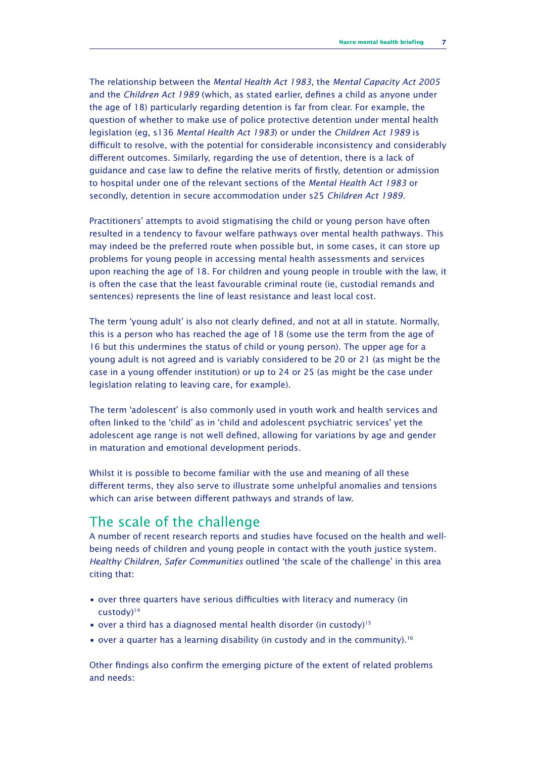The relationship between the *Mental Health Act 1983*, the *Mental Capacity Act 2005* and the *Children Act 1989* (which, as stated earlier, defines a child as anyone under the age of 18) particularly regarding detention is far from clear. For example, the question of whether to make use of police protective detention under mental health legislation (eg, s136 *Mental Health Act 1983*) or under the *Children Act 1989* is difficult to resolve, with the potential for considerable inconsistency and considerably different outcomes. Similarly, regarding the use of detention, there is a lack of guidance and case law to define the relative merits of firstly, detention or admission to hospital under one of the relevant sections of the *Mental Health Act 1983* or secondly, detention in secure accommodation under s25 *Children Act 1989*.

Practitioners' attempts to avoid stigmatising the child or young person have often resulted in a tendency to favour welfare pathways over mental health pathways. This may indeed be the preferred route when possible but, in some cases, it can store up problems for young people in accessing mental health assessments and services upon reaching the age of 18. For children and young people in trouble with the law, it is often the case that the least favourable criminal route (ie, custodial remands and sentences) represents the line of least resistance and least local cost.

The term 'young adult' is also not clearly defined, and not at all in statute. Normally, this is a person who has reached the age of 18 (some use the term from the age of 16 but this undermines the status of child or young person). The upper age for a young adult is not agreed and is variably considered to be 20 or 21 (as might be the case in a young offender institution) or up to 24 or 25 (as might be the case under legislation relating to leaving care, for example).

The term 'adolescent' is also commonly used in youth work and health services and often linked to the 'child' as in 'child and adolescent psychiatric services' yet the adolescent age range is not well defined, allowing for variations by age and gender in maturation and emotional development periods.

Whilst it is possible to become familiar with the use and meaning of all these different terms, they also serve to illustrate some unhelpful anomalies and tensions which can arise between different pathways and strands of law.

## The scale of the challenge

A number of recent research reports and studies have focused on the health and well-being needs of children and young people in contact with the youth justice system. *Healthy Children, Safer Communities* outlined 'the scale of the challenge' in this area citing that:

- over three quarters have serious difficulties with literacy and numeracy (in custody)[14]
- over a third has a diagnosed mental health disorder (in custody)[15]
- over a quarter has a learning disability (in custody and in the community).[16]

Other findings also confirm the emerging picture of the extent of related problems and needs: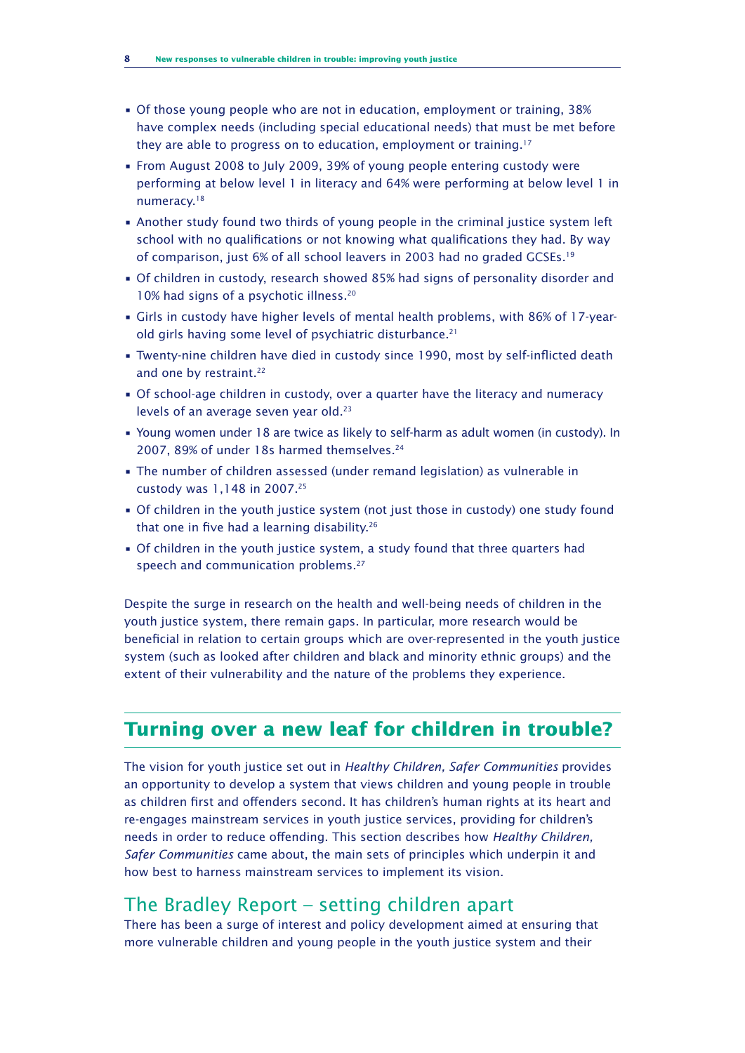- Of those young people who are not in education, employment or training, 38% have complex needs (including special educational needs) that must be met before they are able to progress on to education, employment or training.[17]
- From August 2008 to July 2009, 39% of young people entering custody were performing at below level 1 in literacy and 64% were performing at below level 1 in numeracy.[18]
- Another study found two thirds of young people in the criminal justice system left school with no qualifications or not knowing what qualifications they had. By way of comparison, just 6% of all school leavers in 2003 had no graded GCSEs.[19]
- Of children in custody, research showed 85% had signs of personality disorder and 10% had signs of a psychotic illness.[20]
- Girls in custody have higher levels of mental health problems, with 86% of 17-year-old girls having some level of psychiatric disturbance.[21]
- Twenty-nine children have died in custody since 1990, most by self-inflicted death and one by restraint.[22]
- Of school-age children in custody, over a quarter have the literacy and numeracy levels of an average seven year old.[23]
- Young women under 18 are twice as likely to self-harm as adult women (in custody). In 2007, 89% of under 18s harmed themselves.[24]
- The number of children assessed (under remand legislation) as vulnerable in custody was 1,148 in 2007.[25]
- Of children in the youth justice system (not just those in custody) one study found that one in five had a learning disability.[26]
- Of children in the youth justice system, a study found that three quarters had speech and communication problems.[27]

Despite the surge in research on the health and well-being needs of children in the youth justice system, there remain gaps. In particular, more research would be beneficial in relation to certain groups which are over-represented in the youth justice system (such as looked after children and black and minority ethnic groups) and the extent of their vulnerability and the nature of the problems they experience.

## Turning over a new leaf for children in trouble?

The vision for youth justice set out in *Healthy Children, Safer Communities* provides an opportunity to develop a system that views children and young people in trouble as children first and offenders second. It has children's human rights at its heart and re-engages mainstream services in youth justice services, providing for children's needs in order to reduce offending. This section describes how *Healthy Children, Safer Communities* came about, the main sets of principles which underpin it and how best to harness mainstream services to implement its vision.

### The Bradley Report – setting children apart

There has been a surge of interest and policy development aimed at ensuring that more vulnerable children and young people in the youth justice system and their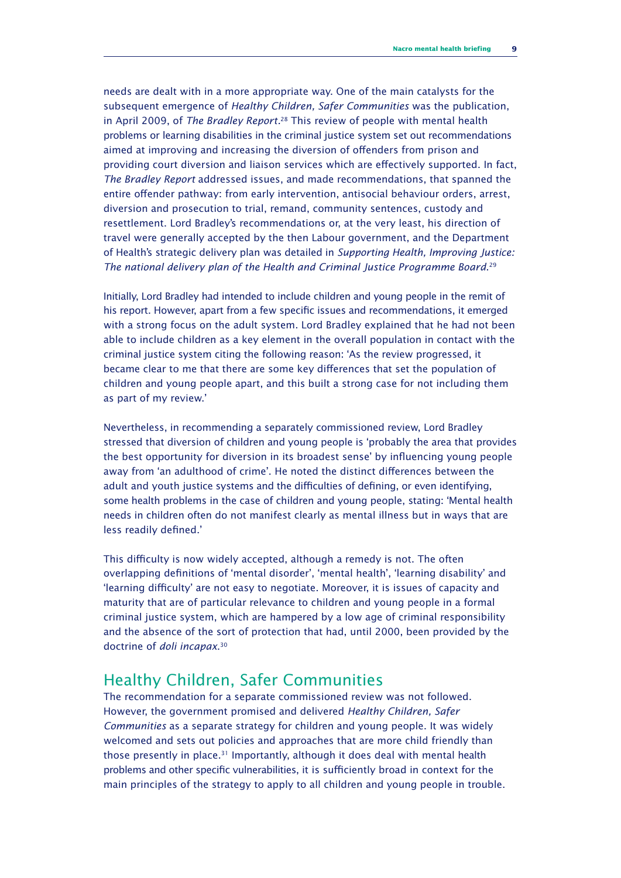needs are dealt with in a more appropriate way. One of the main catalysts for the subsequent emergence of *Healthy Children, Safer Communities* was the publication, in April 2009, of *The Bradley Report*.[28] This review of people with mental health problems or learning disabilities in the criminal justice system set out recommendations aimed at improving and increasing the diversion of offenders from prison and providing court diversion and liaison services which are effectively supported. In fact, *The Bradley Report* addressed issues, and made recommendations, that spanned the entire offender pathway: from early intervention, antisocial behaviour orders, arrest, diversion and prosecution to trial, remand, community sentences, custody and resettlement. Lord Bradley's recommendations or, at the very least, his direction of travel were generally accepted by the then Labour government, and the Department of Health's strategic delivery plan was detailed in *Supporting Health, Improving Justice: The national delivery plan of the Health and Criminal Justice Programme Board*.[29]

Initially, Lord Bradley had intended to include children and young people in the remit of his report. However, apart from a few specific issues and recommendations, it emerged with a strong focus on the adult system. Lord Bradley explained that he had not been able to include children as a key element in the overall population in contact with the criminal justice system citing the following reason: 'As the review progressed, it became clear to me that there are some key differences that set the population of children and young people apart, and this built a strong case for not including them as part of my review.'

Nevertheless, in recommending a separately commissioned review, Lord Bradley stressed that diversion of children and young people is 'probably the area that provides the best opportunity for diversion in its broadest sense' by influencing young people away from 'an adulthood of crime'. He noted the distinct differences between the adult and youth justice systems and the difficulties of defining, or even identifying, some health problems in the case of children and young people, stating: 'Mental health needs in children often do not manifest clearly as mental illness but in ways that are less readily defined.'

This difficulty is now widely accepted, although a remedy is not. The often overlapping definitions of 'mental disorder', 'mental health', 'learning disability' and 'learning difficulty' are not easy to negotiate. Moreover, it is issues of capacity and maturity that are of particular relevance to children and young people in a formal criminal justice system, which are hampered by a low age of criminal responsibility and the absence of the sort of protection that had, until 2000, been provided by the doctrine of *doli incapax*.[30]

## Healthy Children, Safer Communities

The recommendation for a separate commissioned review was not followed. However, the government promised and delivered *Healthy Children, Safer Communities* as a separate strategy for children and young people. It was widely welcomed and sets out policies and approaches that are more child friendly than those presently in place.[31] Importantly, although it does deal with mental health problems and other specific vulnerabilities, it is sufficiently broad in context for the main principles of the strategy to apply to all children and young people in trouble.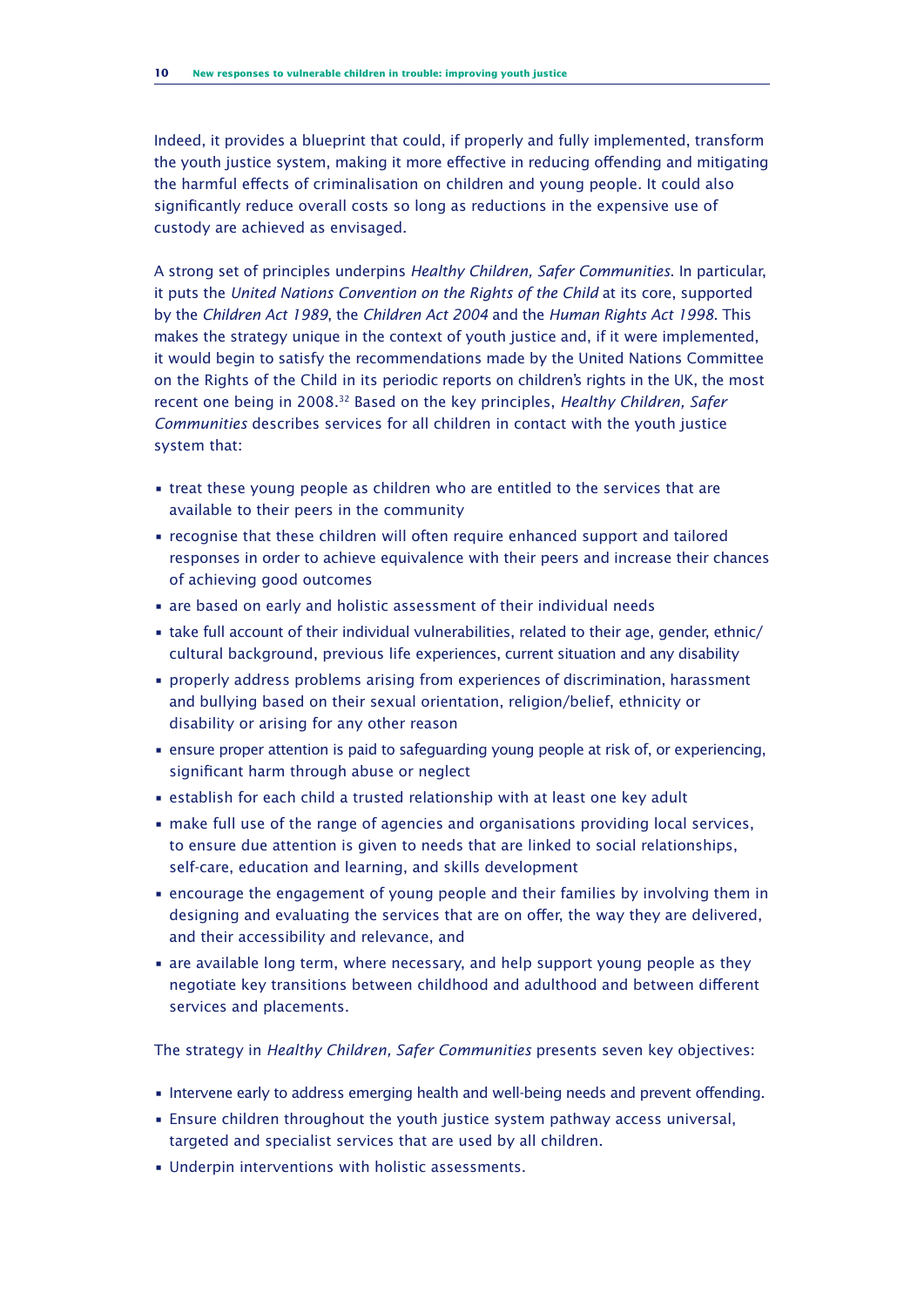Indeed, it provides a blueprint that could, if properly and fully implemented, transform the youth justice system, making it more effective in reducing offending and mitigating the harmful effects of criminalisation on children and young people. It could also significantly reduce overall costs so long as reductions in the expensive use of custody are achieved as envisaged.

A strong set of principles underpins *Healthy Children, Safer Communities*. In particular, it puts the *United Nations Convention on the Rights of the Child* at its core, supported by the *Children Act 1989*, the *Children Act 2004* and the *Human Rights Act 1998*. This makes the strategy unique in the context of youth justice and, if it were implemented, it would begin to satisfy the recommendations made by the United Nations Committee on the Rights of the Child in its periodic reports on children's rights in the UK, the most recent one being in 2008.[32] Based on the key principles, *Healthy Children, Safer Communities* describes services for all children in contact with the youth justice system that:

- treat these young people as children who are entitled to the services that are available to their peers in the community
- recognise that these children will often require enhanced support and tailored responses in order to achieve equivalence with their peers and increase their chances of achieving good outcomes
- are based on early and holistic assessment of their individual needs
- take full account of their individual vulnerabilities, related to their age, gender, ethnic/cultural background, previous life experiences, current situation and any disability
- properly address problems arising from experiences of discrimination, harassment and bullying based on their sexual orientation, religion/belief, ethnicity or disability or arising for any other reason
- ensure proper attention is paid to safeguarding young people at risk of, or experiencing, significant harm through abuse or neglect
- establish for each child a trusted relationship with at least one key adult
- make full use of the range of agencies and organisations providing local services, to ensure due attention is given to needs that are linked to social relationships, self-care, education and learning, and skills development
- encourage the engagement of young people and their families by involving them in designing and evaluating the services that are on offer, the way they are delivered, and their accessibility and relevance, and
- are available long term, where necessary, and help support young people as they negotiate key transitions between childhood and adulthood and between different services and placements.

The strategy in *Healthy Children, Safer Communities* presents seven key objectives:

- Intervene early to address emerging health and well-being needs and prevent offending.
- Ensure children throughout the youth justice system pathway access universal, targeted and specialist services that are used by all children.
- Underpin interventions with holistic assessments.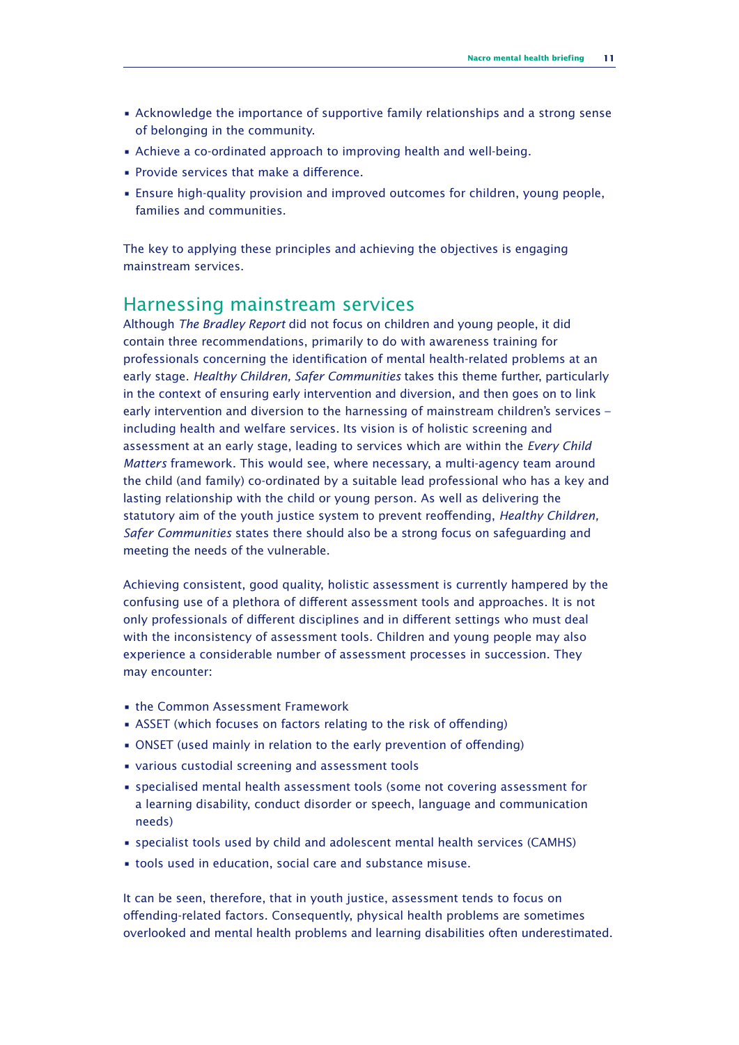- Acknowledge the importance of supportive family relationships and a strong sense of belonging in the community.
- Achieve a co-ordinated approach to improving health and well-being.
- Provide services that make a difference.
- Ensure high-quality provision and improved outcomes for children, young people, families and communities.

The key to applying these principles and achieving the objectives is engaging mainstream services.

## Harnessing mainstream services

Although *The Bradley Report* did not focus on children and young people, it did contain three recommendations, primarily to do with awareness training for professionals concerning the identification of mental health-related problems at an early stage. *Healthy Children, Safer Communities* takes this theme further, particularly in the context of ensuring early intervention and diversion, and then goes on to link early intervention and diversion to the harnessing of mainstream children's services – including health and welfare services. Its vision is of holistic screening and assessment at an early stage, leading to services which are within the *Every Child Matters* framework. This would see, where necessary, a multi-agency team around the child (and family) co-ordinated by a suitable lead professional who has a key and lasting relationship with the child or young person. As well as delivering the statutory aim of the youth justice system to prevent reoffending, *Healthy Children, Safer Communities* states there should also be a strong focus on safeguarding and meeting the needs of the vulnerable.

Achieving consistent, good quality, holistic assessment is currently hampered by the confusing use of a plethora of different assessment tools and approaches. It is not only professionals of different disciplines and in different settings who must deal with the inconsistency of assessment tools. Children and young people may also experience a considerable number of assessment processes in succession. They may encounter:

- the Common Assessment Framework
- ASSET (which focuses on factors relating to the risk of offending)
- ONSET (used mainly in relation to the early prevention of offending)
- various custodial screening and assessment tools
- specialised mental health assessment tools (some not covering assessment for a learning disability, conduct disorder or speech, language and communication needs)
- specialist tools used by child and adolescent mental health services (CAMHS)
- tools used in education, social care and substance misuse.

It can be seen, therefore, that in youth justice, assessment tends to focus on offending-related factors. Consequently, physical health problems are sometimes overlooked and mental health problems and learning disabilities often underestimated.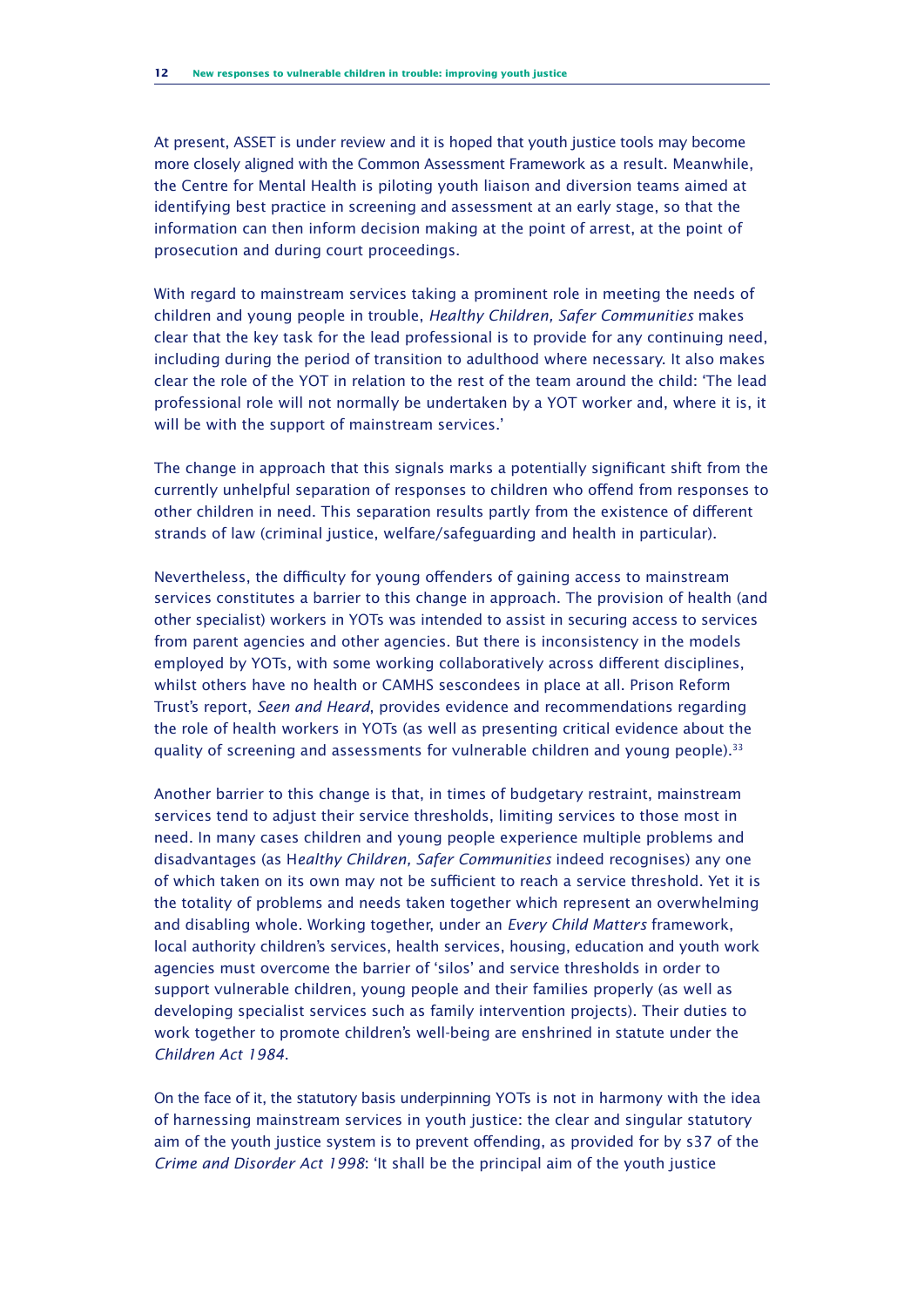At present, ASSET is under review and it is hoped that youth justice tools may become more closely aligned with the Common Assessment Framework as a result. Meanwhile, the Centre for Mental Health is piloting youth liaison and diversion teams aimed at identifying best practice in screening and assessment at an early stage, so that the information can then inform decision making at the point of arrest, at the point of prosecution and during court proceedings.

With regard to mainstream services taking a prominent role in meeting the needs of children and young people in trouble, *Healthy Children, Safer Communities* makes clear that the key task for the lead professional is to provide for any continuing need, including during the period of transition to adulthood where necessary. It also makes clear the role of the YOT in relation to the rest of the team around the child: 'The lead professional role will not normally be undertaken by a YOT worker and, where it is, it will be with the support of mainstream services.'

The change in approach that this signals marks a potentially significant shift from the currently unhelpful separation of responses to children who offend from responses to other children in need. This separation results partly from the existence of different strands of law (criminal justice, welfare/safeguarding and health in particular).

Nevertheless, the difficulty for young offenders of gaining access to mainstream services constitutes a barrier to this change in approach. The provision of health (and other specialist) workers in YOTs was intended to assist in securing access to services from parent agencies and other agencies. But there is inconsistency in the models employed by YOTs, with some working collaboratively across different disciplines, whilst others have no health or CAMHS sescondees in place at all. Prison Reform Trust's report, *Seen and Heard*, provides evidence and recommendations regarding the role of health workers in YOTs (as well as presenting critical evidence about the quality of screening and assessments for vulnerable children and young people).[33]

Another barrier to this change is that, in times of budgetary restraint, mainstream services tend to adjust their service thresholds, limiting services to those most in need. In many cases children and young people experience multiple problems and disadvantages (as H*ealthy Children, Safer Communities* indeed recognises) any one of which taken on its own may not be sufficient to reach a service threshold. Yet it is the totality of problems and needs taken together which represent an overwhelming and disabling whole. Working together, under an *Every Child Matters* framework, local authority children's services, health services, housing, education and youth work agencies must overcome the barrier of 'silos' and service thresholds in order to support vulnerable children, young people and their families properly (as well as developing specialist services such as family intervention projects). Their duties to work together to promote children's well-being are enshrined in statute under the *Children Act 1984*.

On the face of it, the statutory basis underpinning YOTs is not in harmony with the idea of harnessing mainstream services in youth justice: the clear and singular statutory aim of the youth justice system is to prevent offending, as provided for by s37 of the *Crime and Disorder Act 1998*: 'It shall be the principal aim of the youth justice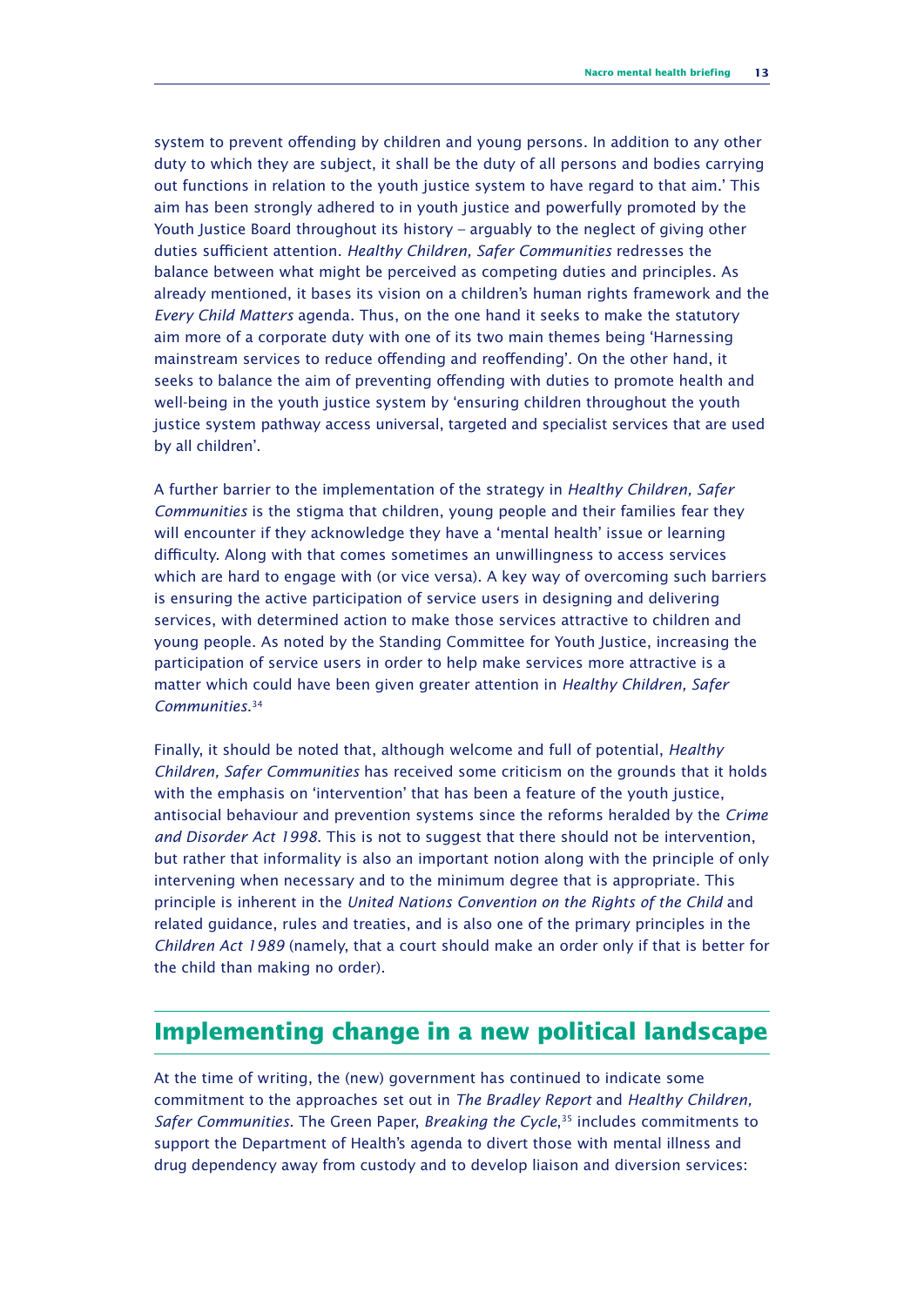system to prevent offending by children and young persons. In addition to any other duty to which they are subject, it shall be the duty of all persons and bodies carrying out functions in relation to the youth justice system to have regard to that aim.' This aim has been strongly adhered to in youth justice and powerfully promoted by the Youth Justice Board throughout its history – arguably to the neglect of giving other duties sufficient attention. *Healthy Children, Safer Communities* redresses the balance between what might be perceived as competing duties and principles. As already mentioned, it bases its vision on a children's human rights framework and the *Every Child Matters* agenda. Thus, on the one hand it seeks to make the statutory aim more of a corporate duty with one of its two main themes being 'Harnessing mainstream services to reduce offending and reoffending'. On the other hand, it seeks to balance the aim of preventing offending with duties to promote health and well-being in the youth justice system by 'ensuring children throughout the youth justice system pathway access universal, targeted and specialist services that are used by all children'.

A further barrier to the implementation of the strategy in *Healthy Children, Safer Communities* is the stigma that children, young people and their families fear they will encounter if they acknowledge they have a 'mental health' issue or learning difficulty. Along with that comes sometimes an unwillingness to access services which are hard to engage with (or vice versa). A key way of overcoming such barriers is ensuring the active participation of service users in designing and delivering services, with determined action to make those services attractive to children and young people. As noted by the Standing Committee for Youth Justice, increasing the participation of service users in order to help make services more attractive is a matter which could have been given greater attention in *Healthy Children, Safer Communities*.[34]

Finally, it should be noted that, although welcome and full of potential, *Healthy Children, Safer Communities* has received some criticism on the grounds that it holds with the emphasis on 'intervention' that has been a feature of the youth justice, antisocial behaviour and prevention systems since the reforms heralded by the *Crime and Disorder Act 1998*. This is not to suggest that there should not be intervention, but rather that informality is also an important notion along with the principle of only intervening when necessary and to the minimum degree that is appropriate. This principle is inherent in the *United Nations Convention on the Rights of the Child* and related guidance, rules and treaties, and is also one of the primary principles in the *Children Act 1989* (namely, that a court should make an order only if that is better for the child than making no order).

## Implementing change in a new political landscape

At the time of writing, the (new) government has continued to indicate some commitment to the approaches set out in *The Bradley Report* and *Healthy Children, Safer Communities*. The Green Paper, *Breaking the Cycle*,[35] includes commitments to support the Department of Health's agenda to divert those with mental illness and drug dependency away from custody and to develop liaison and diversion services: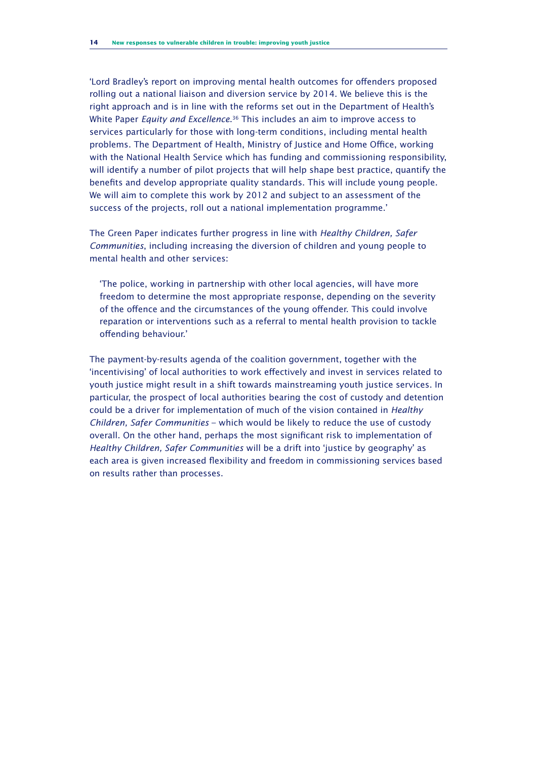'Lord Bradley's report on improving mental health outcomes for offenders proposed rolling out a national liaison and diversion service by 2014. We believe this is the right approach and is in line with the reforms set out in the Department of Health's White Paper *Equity and Excellence*.[36] This includes an aim to improve access to services particularly for those with long-term conditions, including mental health problems. The Department of Health, Ministry of Justice and Home Office, working with the National Health Service which has funding and commissioning responsibility, will identify a number of pilot projects that will help shape best practice, quantify the benefits and develop appropriate quality standards. This will include young people. We will aim to complete this work by 2012 and subject to an assessment of the success of the projects, roll out a national implementation programme.'

The Green Paper indicates further progress in line with *Healthy Children, Safer Communities*, including increasing the diversion of children and young people to mental health and other services:

> 'The police, working in partnership with other local agencies, will have more freedom to determine the most appropriate response, depending on the severity of the offence and the circumstances of the young offender. This could involve reparation or interventions such as a referral to mental health provision to tackle offending behaviour.'

The payment-by-results agenda of the coalition government, together with the 'incentivising' of local authorities to work effectively and invest in services related to youth justice might result in a shift towards mainstreaming youth justice services. In particular, the prospect of local authorities bearing the cost of custody and detention could be a driver for implementation of much of the vision contained in *Healthy Children, Safer Communities* – which would be likely to reduce the use of custody overall. On the other hand, perhaps the most significant risk to implementation of *Healthy Children, Safer Communities* will be a drift into 'justice by geography' as each area is given increased flexibility and freedom in commissioning services based on results rather than processes.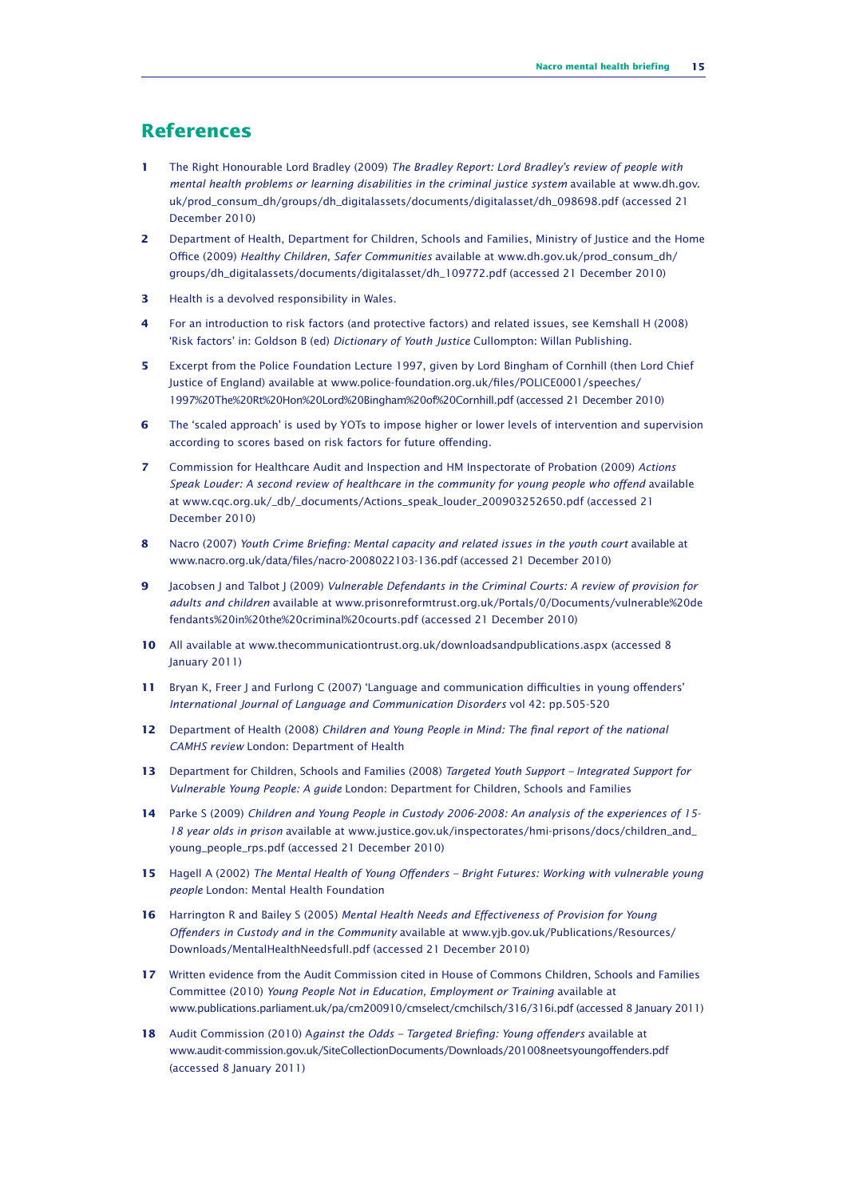## References

1. The Right Honourable Lord Bradley (2009) *The Bradley Report: Lord Bradley's review of people with mental health problems or learning disabilities in the criminal justice system* available at www.dh.gov.uk/prod_consum_dh/groups/dh_digitalassets/documents/digitalasset/dh_098698.pdf (accessed 21 December 2010)
2. Department of Health, Department for Children, Schools and Families, Ministry of Justice and the Home Office (2009) *Healthy Children, Safer Communities* available at www.dh.gov.uk/prod_consum_dh/groups/dh_digitalassets/documents/digitalasset/dh_109772.pdf (accessed 21 December 2010)
3. Health is a devolved responsibility in Wales.
4. For an introduction to risk factors (and protective factors) and related issues, see Kemshall H (2008) 'Risk factors' in: Goldson B (ed) *Dictionary of Youth Justice* Cullompton: Willan Publishing.
5. Excerpt from the Police Foundation Lecture 1997, given by Lord Bingham of Cornhill (then Lord Chief Justice of England) available at www.police-foundation.org.uk/files/POLICE0001/speeches/1997%20The%20Rt%20Hon%20Lord%20Bingham%20of%20Cornhill.pdf (accessed 21 December 2010)
6. The 'scaled approach' is used by YOTs to impose higher or lower levels of intervention and supervision according to scores based on risk factors for future offending.
7. Commission for Healthcare Audit and Inspection and HM Inspectorate of Probation (2009) *Actions Speak Louder: A second review of healthcare in the community for young people who offend* available at www.cqc.org.uk/_db/_documents/Actions_speak_louder_200903252650.pdf (accessed 21 December 2010)
8. Nacro (2007) *Youth Crime Briefing: Mental capacity and related issues in the youth court* available at www.nacro.org.uk/data/files/nacro-2008022103-136.pdf (accessed 21 December 2010)
9. Jacobsen J and Talbot J (2009) *Vulnerable Defendants in the Criminal Courts: A review of provision for adults and children* available at www.prisonreformtrust.org.uk/Portals/0/Documents/vulnerable%20defendants%20in%20the%20criminal%20courts.pdf (accessed 21 December 2010)
10. All available at www.thecommunicationtrust.org.uk/downloadsandpublications.aspx (accessed 8 January 2011)
11. Bryan K, Freer J and Furlong C (2007) 'Language and communication difficulties in young offenders' *International Journal of Language and Communication Disorders* vol 42: pp.505-520
12. Department of Health (2008) *Children and Young People in Mind: The final report of the national CAMHS review* London: Department of Health
13. Department for Children, Schools and Families (2008) *Targeted Youth Support – Integrated Support for Vulnerable Young People: A guide* London: Department for Children, Schools and Families
14. Parke S (2009) *Children and Young People in Custody 2006-2008: An analysis of the experiences of 15-18 year olds in prison* available at www.justice.gov.uk/inspectorates/hmi-prisons/docs/children_and_young_people_rps.pdf (accessed 21 December 2010)
15. Hagell A (2002) *The Mental Health of Young Offenders – Bright Futures: Working with vulnerable young people* London: Mental Health Foundation
16. Harrington R and Bailey S (2005) *Mental Health Needs and Effectiveness of Provision for Young Offenders in Custody and in the Community* available at www.yjb.gov.uk/Publications/Resources/Downloads/MentalHealthNeedsfull.pdf (accessed 21 December 2010)
17. Written evidence from the Audit Commission cited in House of Commons Children, Schools and Families Committee (2010) *Young People Not in Education, Employment or Training* available at www.publications.parliament.uk/pa/cm200910/cmselect/cmchilsch/316/316i.pdf (accessed 8 January 2011)
18. Audit Commission (2010) A*gainst the Odds – Targeted Briefing: Young offenders* available at www.audit-commission.gov.uk/SiteCollectionDocuments/Downloads/201008neetsyoungoffenders.pdf (accessed 8 January 2011)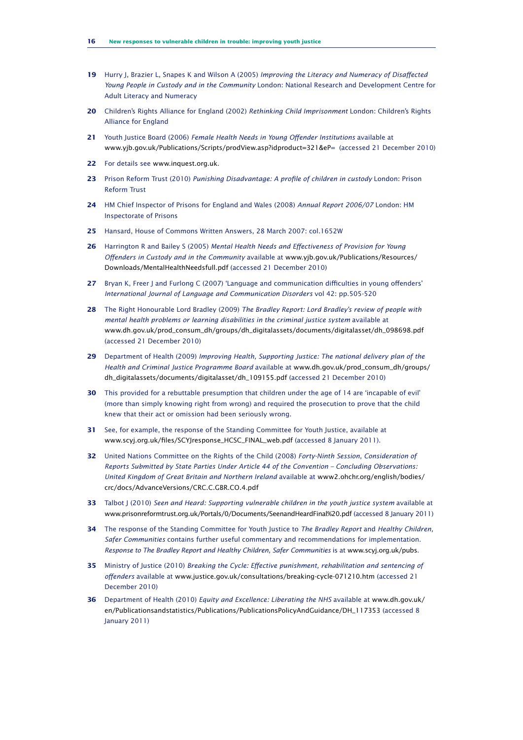**19** Hurry J, Brazier L, Snapes K and Wilson A (2005) *Improving the Literacy and Numeracy of Disaffected Young People in Custody and in the Community* London: National Research and Development Centre for Adult Literacy and Numeracy

**20** Children's Rights Alliance for England (2002) *Rethinking Child Imprisonment* London: Children's Rights Alliance for England

**21** Youth Justice Board (2006) *Female Health Needs in Young Offender Institutions* available at www.yjb.gov.uk/Publications/Scripts/prodView.asp?idproduct=321&eP= (accessed 21 December 2010)

**22** For details see www.inquest.org.uk.

**23** Prison Reform Trust (2010) *Punishing Disadvantage: A profile of children in custody* London: Prison Reform Trust

**24** HM Chief Inspector of Prisons for England and Wales (2008) *Annual Report 2006/07* London: HM Inspectorate of Prisons

**25** Hansard, House of Commons Written Answers, 28 March 2007: col.1652W

**26** Harrington R and Bailey S (2005) *Mental Health Needs and Effectiveness of Provision for Young Offenders in Custody and in the Community* available at www.yjb.gov.uk/Publications/Resources/Downloads/MentalHealthNeedsfull.pdf (accessed 21 December 2010)

**27** Bryan K, Freer J and Furlong C (2007) 'Language and communication difficulties in young offenders' *International Journal of Language and Communication Disorders* vol 42: pp.505-520

**28** The Right Honourable Lord Bradley (2009) *The Bradley Report: Lord Bradley's review of people with mental health problems or learning disabilities in the criminal justice system* available at www.dh.gov.uk/prod_consum_dh/groups/dh_digitalassets/documents/digitalasset/dh_098698.pdf (accessed 21 December 2010)

**29** Department of Health (2009) *Improving Health, Supporting Justice: The national delivery plan of the Health and Criminal Justice Programme Board* available at www.dh.gov.uk/prod_consum_dh/groups/dh_digitalassets/documents/digitalasset/dh_109155.pdf (accessed 21 December 2010)

**30** This provided for a rebuttable presumption that children under the age of 14 are 'incapable of evil' (more than simply knowing right from wrong) and required the prosecution to prove that the child knew that their act or omission had been seriously wrong.

**31** See, for example, the response of the Standing Committee for Youth Justice, available at www.scyj.org.uk/files/SCYJresponse_HCSC_FINAL_web.pdf (accessed 8 January 2011).

**32** United Nations Committee on the Rights of the Child (2008) *Forty-Ninth Session, Consideration of Reports Submitted by State Parties Under Article 44 of the Convention – Concluding Observations: United Kingdom of Great Britain and Northern Ireland* available at www2.ohchr.org/english/bodies/crc/docs/AdvanceVersions/CRC.C.GBR.CO.4.pdf

**33** Talbot J (2010) *Seen and Heard: Supporting vulnerable children in the youth justice system* available at www.prisonreformtrust.org.uk/Portals/0/Documents/SeenandHeardFinal%20.pdf (accessed 8 January 2011)

**34** The response of the Standing Committee for Youth Justice to *The Bradley Report* and *Healthy Children, Safer Communities* contains further useful commentary and recommendations for implementation. *Response to The Bradley Report and Healthy Children, Safer Communities* is at www.scyj.org.uk/pubs.

**35** Ministry of Justice (2010) *Breaking the Cycle: Effective punishment, rehabilitation and sentencing of offenders* available at www.justice.gov.uk/consultations/breaking-cycle-071210.htm (accessed 21 December 2010)

**36** Department of Health (2010) *Equity and Excellence: Liberating the NHS* available at www.dh.gov.uk/en/Publicationsandstatistics/Publications/PublicationsPolicyAndGuidance/DH_117353 (accessed 8 January 2011)